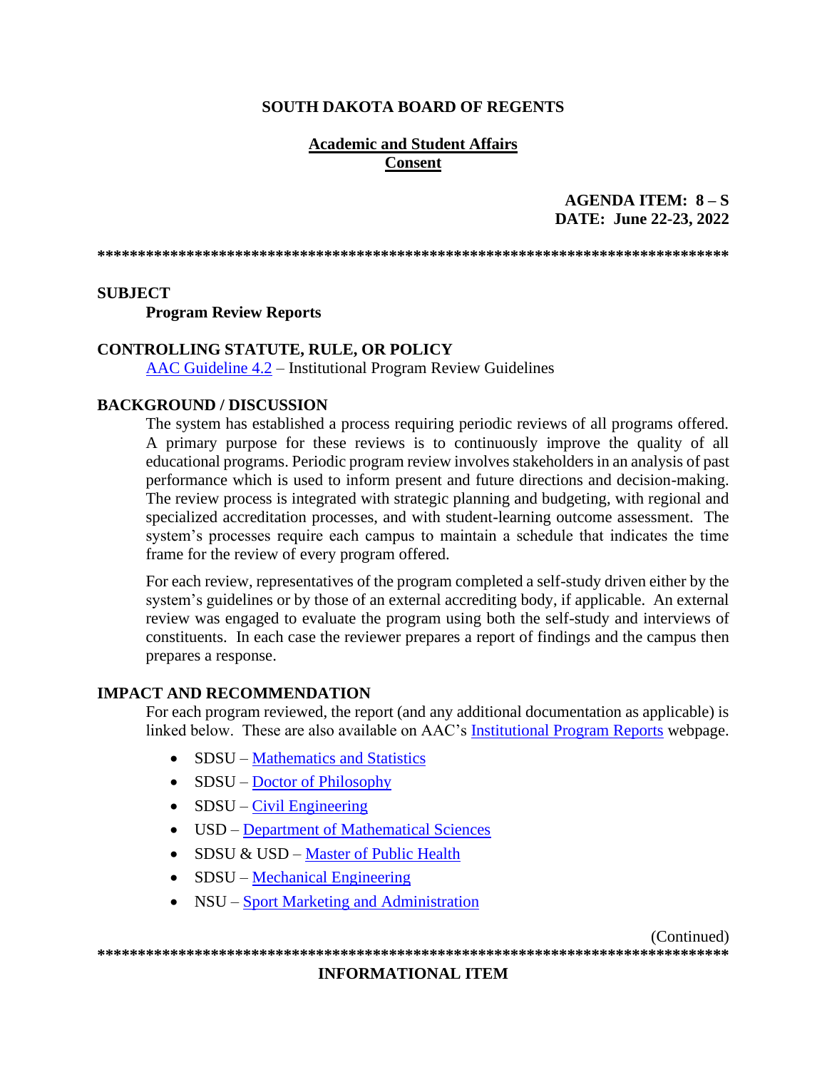# SOUTH DAKOTA BOARD OF REGENTS

**Academic and Student Affairs**
**Consent**

**AGENDA ITEM: 8 – S**
**DATE: June 22-23, 2022**

******************************************************************************

**SUBJECT**

**Program Review Reports**

**CONTROLLING STATUTE, RULE, OR POLICY**

AAC Guideline 4.2 – Institutional Program Review Guidelines

**BACKGROUND / DISCUSSION**

The system has established a process requiring periodic reviews of all programs offered. A primary purpose for these reviews is to continuously improve the quality of all educational programs. Periodic program review involves stakeholders in an analysis of past performance which is used to inform present and future directions and decision-making. The review process is integrated with strategic planning and budgeting, with regional and specialized accreditation processes, and with student-learning outcome assessment. The system's processes require each campus to maintain a schedule that indicates the time frame for the review of every program offered.

For each review, representatives of the program completed a self-study driven either by the system's guidelines or by those of an external accrediting body, if applicable. An external review was engaged to evaluate the program using both the self-study and interviews of constituents. In each case the reviewer prepares a report of findings and the campus then prepares a response.

**IMPACT AND RECOMMENDATION**

For each program reviewed, the report (and any additional documentation as applicable) is linked below. These are also available on AAC's Institutional Program Reports webpage.

- SDSU – Mathematics and Statistics
- SDSU – Doctor of Philosophy
- SDSU – Civil Engineering
- USD – Department of Mathematical Sciences
- SDSU & USD – Master of Public Health
- SDSU – Mechanical Engineering
- NSU – Sport Marketing and Administration

(Continued)

******************************************************************************

**INFORMATIONAL ITEM**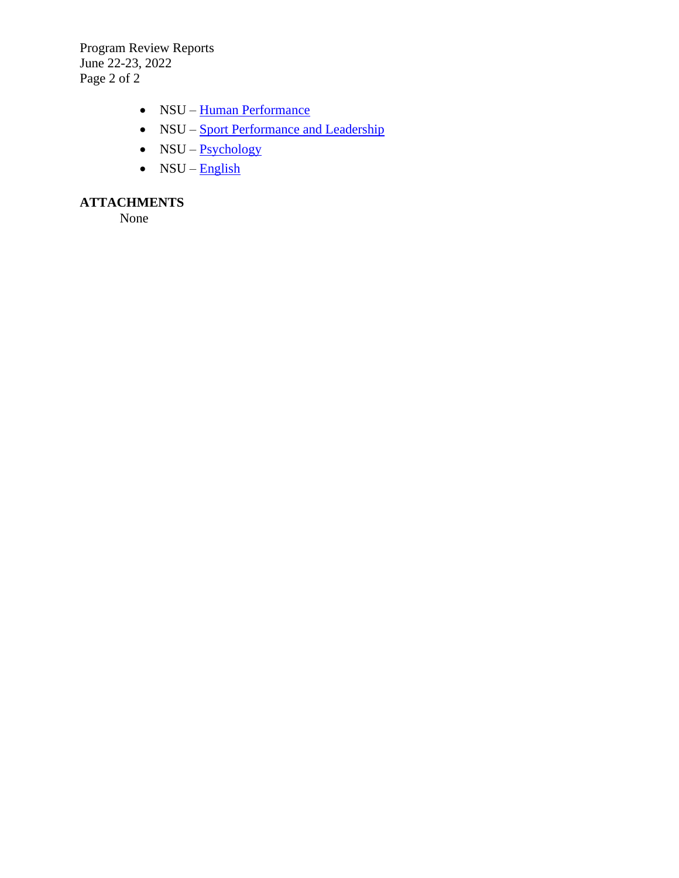- NSU – Human Performance
- NSU – Sport Performance and Leadership
- NSU – Psychology
- NSU – English

**ATTACHMENTS**

None